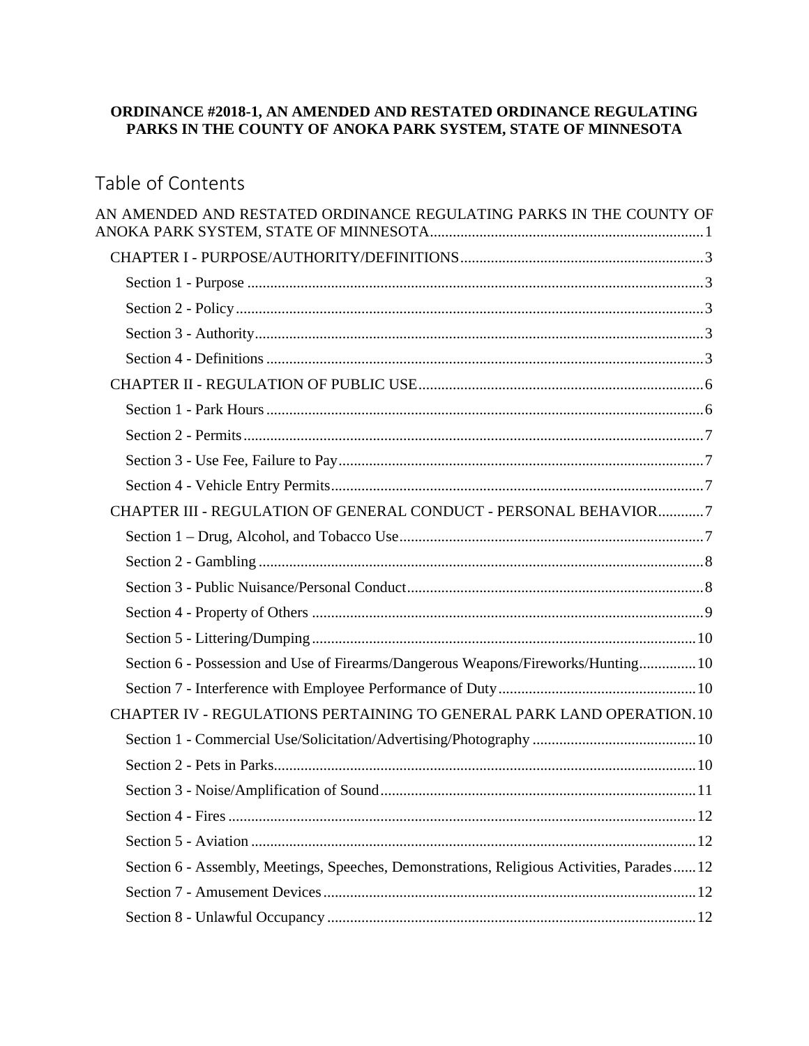**ORDINANCE #2018-1, AN AMENDED AND RESTATED ORDINANCE REGULATING PARKS IN THE COUNTY OF ANOKA PARK SYSTEM, STATE OF MINNESOTA**

## Table of Contents

AN AMENDED AND RESTATED ORDINANCE REGULATING PARKS IN THE COUNTY OF ANOKA PARK SYSTEM, STATE OF MINNESOTA ........ 1

- CHAPTER I - PURPOSE/AUTHORITY/DEFINITIONS ........ 3
  - Section 1 - Purpose ........ 3
  - Section 2 - Policy ........ 3
  - Section 3 - Authority ........ 3
  - Section 4 - Definitions ........ 3
- CHAPTER II - REGULATION OF PUBLIC USE ........ 6
  - Section 1 - Park Hours ........ 6
  - Section 2 - Permits ........ 7
  - Section 3 - Use Fee, Failure to Pay ........ 7
  - Section 4 - Vehicle Entry Permits ........ 7
- CHAPTER III - REGULATION OF GENERAL CONDUCT - PERSONAL BEHAVIOR ........ 7
  - Section 1 – Drug, Alcohol, and Tobacco Use ........ 7
  - Section 2 - Gambling ........ 8
  - Section 3 - Public Nuisance/Personal Conduct ........ 8
  - Section 4 - Property of Others ........ 9
  - Section 5 - Littering/Dumping ........ 10
  - Section 6 - Possession and Use of Firearms/Dangerous Weapons/Fireworks/Hunting ........ 10
  - Section 7 - Interference with Employee Performance of Duty ........ 10
- CHAPTER IV - REGULATIONS PERTAINING TO GENERAL PARK LAND OPERATION ........ 10
  - Section 1 - Commercial Use/Solicitation/Advertising/Photography ........ 10
  - Section 2 - Pets in Parks ........ 10
  - Section 3 - Noise/Amplification of Sound ........ 11
  - Section 4 - Fires ........ 12
  - Section 5 - Aviation ........ 12
  - Section 6 - Assembly, Meetings, Speeches, Demonstrations, Religious Activities, Parades ........ 12
  - Section 7 - Amusement Devices ........ 12
  - Section 8 - Unlawful Occupancy ........ 12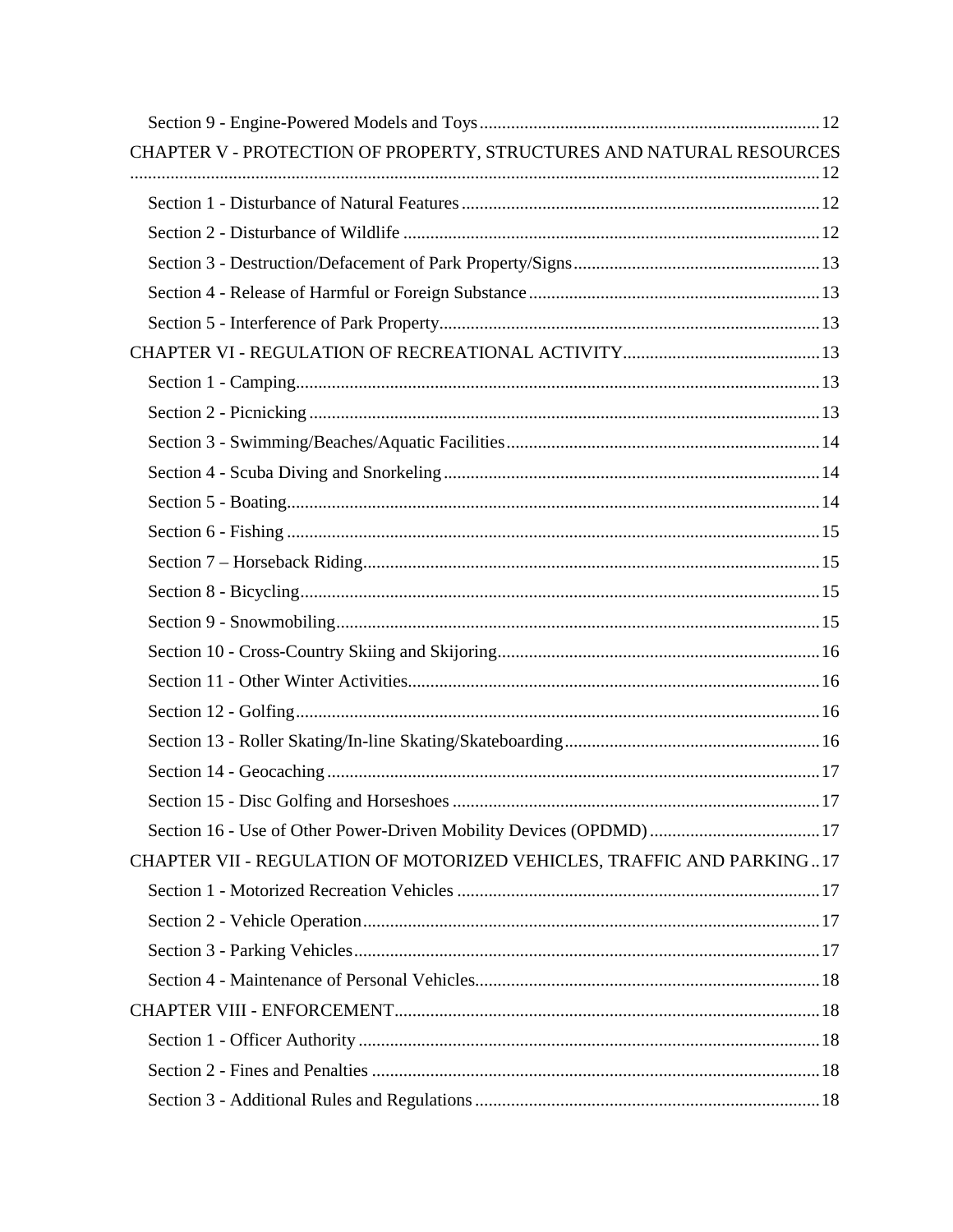Section 9 - Engine-Powered Models and Toys ........................................................................... 12

CHAPTER V - PROTECTION OF PROPERTY, STRUCTURES AND NATURAL RESOURCES ........................................................................................................................................ 12

Section 1 - Disturbance of Natural Features ............................................................................... 12

Section 2 - Disturbance of Wildlife ............................................................................................ 12

Section 3 - Destruction/Defacement of Park Property/Signs ...................................................... 13

Section 4 - Release of Harmful or Foreign Substance ................................................................ 13

Section 5 - Interference of Park Property .................................................................................... 13

CHAPTER VI - REGULATION OF RECREATIONAL ACTIVITY ............................................ 13

Section 1 - Camping .................................................................................................................... 13

Section 2 - Picnicking ................................................................................................................. 13

Section 3 - Swimming/Beaches/Aquatic Facilities ..................................................................... 14

Section 4 - Scuba Diving and Snorkeling ................................................................................... 14

Section 5 - Boating ...................................................................................................................... 14

Section 6 - Fishing ...................................................................................................................... 15

Section 7 – Horseback Riding ..................................................................................................... 15

Section 8 - Bicycling ................................................................................................................... 15

Section 9 - Snowmobiling ........................................................................................................... 15

Section 10 - Cross-Country Skiing and Skijoring ....................................................................... 16

Section 11 - Other Winter Activities ........................................................................................... 16

Section 12 - Golfing .................................................................................................................... 16

Section 13 - Roller Skating/In-line Skating/Skateboarding ........................................................ 16

Section 14 - Geocaching ............................................................................................................. 17

Section 15 - Disc Golfing and Horseshoes ................................................................................. 17

Section 16 - Use of Other Power-Driven Mobility Devices (OPDMD) ...................................... 17

CHAPTER VII - REGULATION OF MOTORIZED VEHICLES, TRAFFIC AND PARKING .. 17

Section 1 - Motorized Recreation Vehicles ................................................................................ 17

Section 2 - Vehicle Operation ..................................................................................................... 17

Section 3 - Parking Vehicles ....................................................................................................... 17

Section 4 - Maintenance of Personal Vehicles ............................................................................ 18

CHAPTER VIII - ENFORCEMENT .............................................................................................. 18

Section 1 - Officer Authority ...................................................................................................... 18

Section 2 - Fines and Penalties ................................................................................................... 18

Section 3 - Additional Rules and Regulations ............................................................................ 18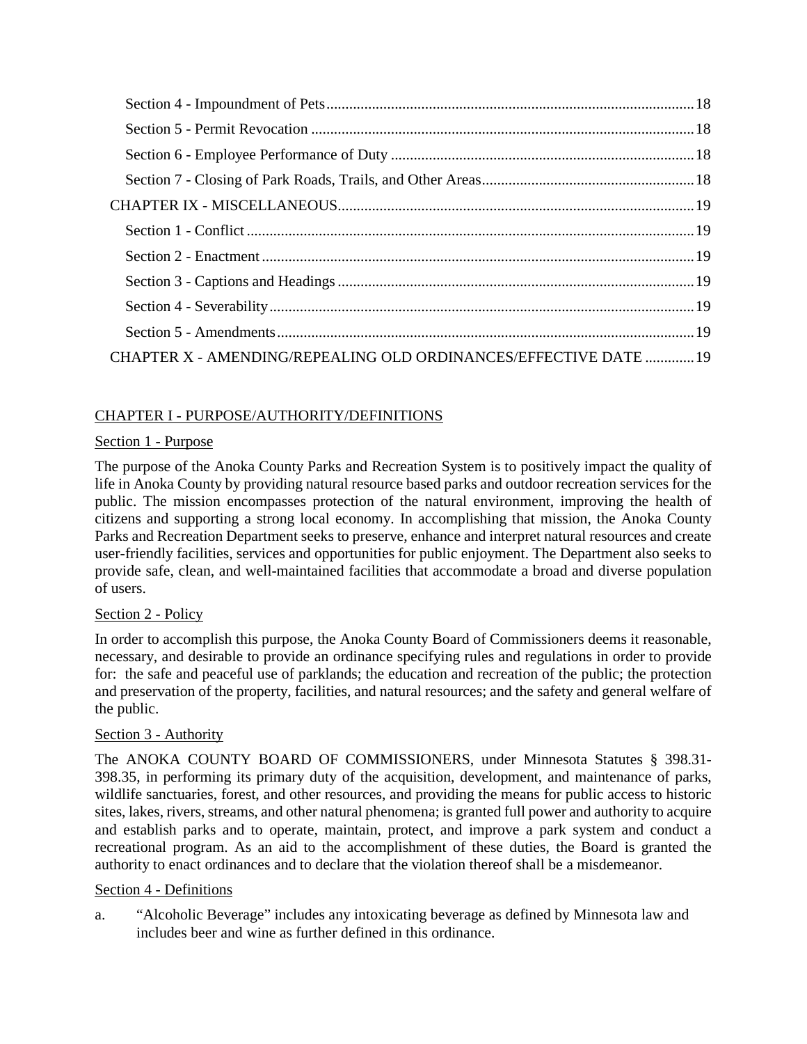Section 4 - Impoundment of Pets ................................................................................................ 18

Section 5 - Permit Revocation .................................................................................................... 18

Section 6 - Employee Performance of Duty ............................................................................... 18

Section 7 - Closing of Park Roads, Trails, and Other Areas ....................................................... 18

CHAPTER IX - MISCELLANEOUS ............................................................................................ 19

Section 1 - Conflict ..................................................................................................................... 19

Section 2 - Enactment ................................................................................................................. 19

Section 3 - Captions and Headings ............................................................................................. 19

Section 4 - Severability ............................................................................................................... 19

Section 5 - Amendments ............................................................................................................. 19

CHAPTER X - AMENDING/REPEALING OLD ORDINANCES/EFFECTIVE DATE ............ 19

## CHAPTER I - PURPOSE/AUTHORITY/DEFINITIONS

### Section 1 - Purpose

The purpose of the Anoka County Parks and Recreation System is to positively impact the quality of life in Anoka County by providing natural resource based parks and outdoor recreation services for the public. The mission encompasses protection of the natural environment, improving the health of citizens and supporting a strong local economy. In accomplishing that mission, the Anoka County Parks and Recreation Department seeks to preserve, enhance and interpret natural resources and create user-friendly facilities, services and opportunities for public enjoyment. The Department also seeks to provide safe, clean, and well-maintained facilities that accommodate a broad and diverse population of users.

### Section 2 - Policy

In order to accomplish this purpose, the Anoka County Board of Commissioners deems it reasonable, necessary, and desirable to provide an ordinance specifying rules and regulations in order to provide for: the safe and peaceful use of parklands; the education and recreation of the public; the protection and preservation of the property, facilities, and natural resources; and the safety and general welfare of the public.

### Section 3 - Authority

The ANOKA COUNTY BOARD OF COMMISSIONERS, under Minnesota Statutes § 398.31-398.35, in performing its primary duty of the acquisition, development, and maintenance of parks, wildlife sanctuaries, forest, and other resources, and providing the means for public access to historic sites, lakes, rivers, streams, and other natural phenomena; is granted full power and authority to acquire and establish parks and to operate, maintain, protect, and improve a park system and conduct a recreational program. As an aid to the accomplishment of these duties, the Board is granted the authority to enact ordinances and to declare that the violation thereof shall be a misdemeanor.

### Section 4 - Definitions

a. "Alcoholic Beverage" includes any intoxicating beverage as defined by Minnesota law and includes beer and wine as further defined in this ordinance.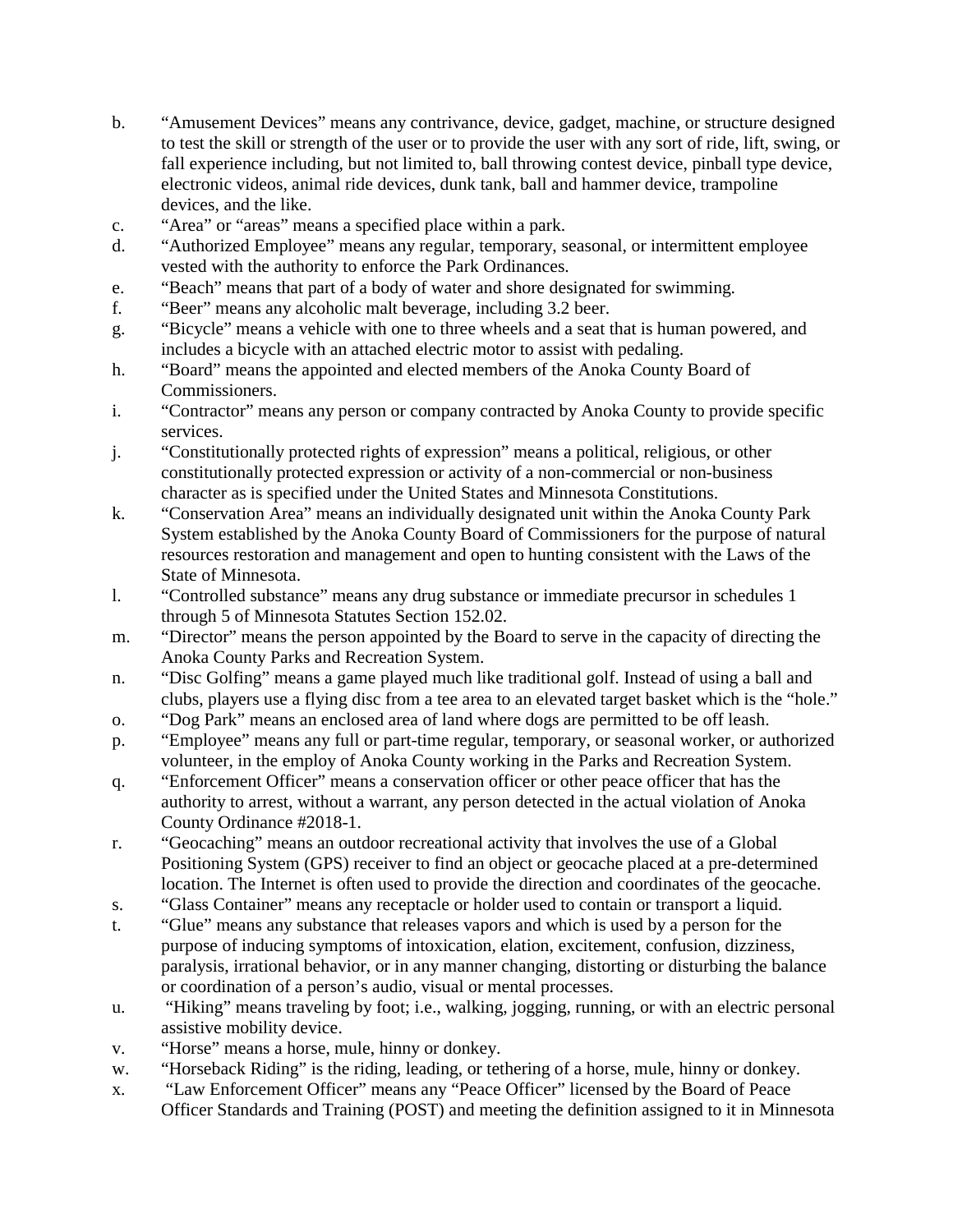b. “Amusement Devices” means any contrivance, device, gadget, machine, or structure designed to test the skill or strength of the user or to provide the user with any sort of ride, lift, swing, or fall experience including, but not limited to, ball throwing contest device, pinball type device, electronic videos, animal ride devices, dunk tank, ball and hammer device, trampoline devices, and the like.

c. “Area” or “areas” means a specified place within a park.

d. “Authorized Employee” means any regular, temporary, seasonal, or intermittent employee vested with the authority to enforce the Park Ordinances.

e. “Beach” means that part of a body of water and shore designated for swimming.

f. “Beer” means any alcoholic malt beverage, including 3.2 beer.

g. “Bicycle” means a vehicle with one to three wheels and a seat that is human powered, and includes a bicycle with an attached electric motor to assist with pedaling.

h. “Board” means the appointed and elected members of the Anoka County Board of Commissioners.

i. “Contractor” means any person or company contracted by Anoka County to provide specific services.

j. “Constitutionally protected rights of expression” means a political, religious, or other constitutionally protected expression or activity of a non-commercial or non-business character as is specified under the United States and Minnesota Constitutions.

k. “Conservation Area” means an individually designated unit within the Anoka County Park System established by the Anoka County Board of Commissioners for the purpose of natural resources restoration and management and open to hunting consistent with the Laws of the State of Minnesota.

l. “Controlled substance” means any drug substance or immediate precursor in schedules 1 through 5 of Minnesota Statutes Section 152.02.

m. “Director” means the person appointed by the Board to serve in the capacity of directing the Anoka County Parks and Recreation System.

n. “Disc Golfing” means a game played much like traditional golf. Instead of using a ball and clubs, players use a flying disc from a tee area to an elevated target basket which is the “hole.”

o. “Dog Park” means an enclosed area of land where dogs are permitted to be off leash.

p. “Employee” means any full or part-time regular, temporary, or seasonal worker, or authorized volunteer, in the employ of Anoka County working in the Parks and Recreation System.

q. “Enforcement Officer” means a conservation officer or other peace officer that has the authority to arrest, without a warrant, any person detected in the actual violation of Anoka County Ordinance #2018-1.

r. “Geocaching” means an outdoor recreational activity that involves the use of a Global Positioning System (GPS) receiver to find an object or geocache placed at a pre-determined location. The Internet is often used to provide the direction and coordinates of the geocache.

s. “Glass Container” means any receptacle or holder used to contain or transport a liquid.

t. “Glue” means any substance that releases vapors and which is used by a person for the purpose of inducing symptoms of intoxication, elation, excitement, confusion, dizziness, paralysis, irrational behavior, or in any manner changing, distorting or disturbing the balance or coordination of a person’s audio, visual or mental processes.

u. “Hiking” means traveling by foot; i.e., walking, jogging, running, or with an electric personal assistive mobility device.

v. “Horse” means a horse, mule, hinny or donkey.

w. “Horseback Riding” is the riding, leading, or tethering of a horse, mule, hinny or donkey.

x. “Law Enforcement Officer” means any “Peace Officer” licensed by the Board of Peace Officer Standards and Training (POST) and meeting the definition assigned to it in Minnesota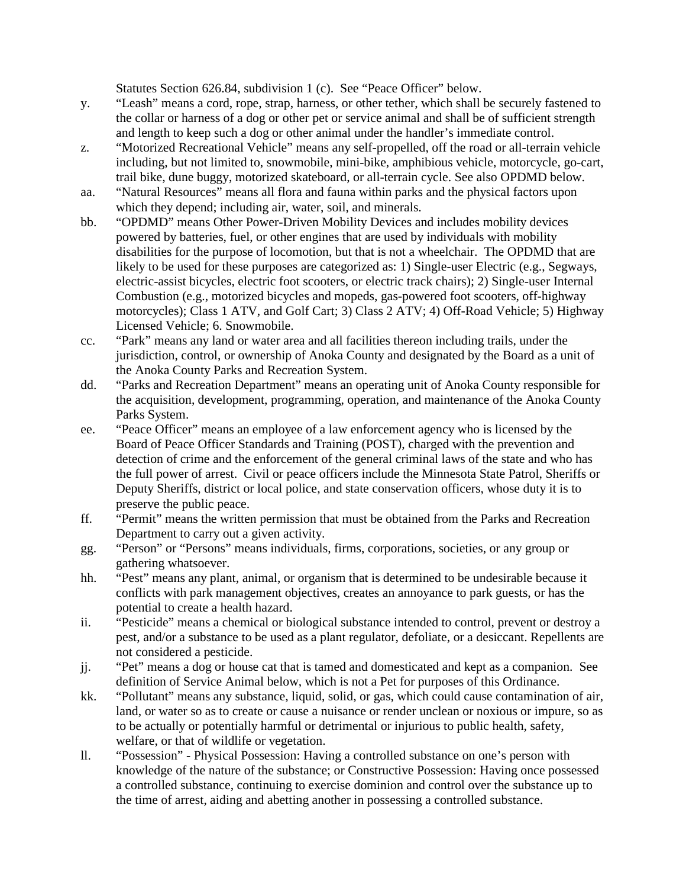Statutes Section 626.84, subdivision 1 (c). See "Peace Officer" below.

y. "Leash" means a cord, rope, strap, harness, or other tether, which shall be securely fastened to the collar or harness of a dog or other pet or service animal and shall be of sufficient strength and length to keep such a dog or other animal under the handler's immediate control.

z. "Motorized Recreational Vehicle" means any self-propelled, off the road or all-terrain vehicle including, but not limited to, snowmobile, mini-bike, amphibious vehicle, motorcycle, go-cart, trail bike, dune buggy, motorized skateboard, or all-terrain cycle. See also OPDMD below.

aa. "Natural Resources" means all flora and fauna within parks and the physical factors upon which they depend; including air, water, soil, and minerals.

bb. "OPDMD" means Other Power-Driven Mobility Devices and includes mobility devices powered by batteries, fuel, or other engines that are used by individuals with mobility disabilities for the purpose of locomotion, but that is not a wheelchair. The OPDMD that are likely to be used for these purposes are categorized as: 1) Single-user Electric (e.g., Segways, electric-assist bicycles, electric foot scooters, or electric track chairs); 2) Single-user Internal Combustion (e.g., motorized bicycles and mopeds, gas-powered foot scooters, off-highway motorcycles); Class 1 ATV, and Golf Cart; 3) Class 2 ATV; 4) Off-Road Vehicle; 5) Highway Licensed Vehicle; 6. Snowmobile.

cc. "Park" means any land or water area and all facilities thereon including trails, under the jurisdiction, control, or ownership of Anoka County and designated by the Board as a unit of the Anoka County Parks and Recreation System.

dd. "Parks and Recreation Department" means an operating unit of Anoka County responsible for the acquisition, development, programming, operation, and maintenance of the Anoka County Parks System.

ee. "Peace Officer" means an employee of a law enforcement agency who is licensed by the Board of Peace Officer Standards and Training (POST), charged with the prevention and detection of crime and the enforcement of the general criminal laws of the state and who has the full power of arrest. Civil or peace officers include the Minnesota State Patrol, Sheriffs or Deputy Sheriffs, district or local police, and state conservation officers, whose duty it is to preserve the public peace.

ff. "Permit" means the written permission that must be obtained from the Parks and Recreation Department to carry out a given activity.

gg. "Person" or "Persons" means individuals, firms, corporations, societies, or any group or gathering whatsoever.

hh. "Pest" means any plant, animal, or organism that is determined to be undesirable because it conflicts with park management objectives, creates an annoyance to park guests, or has the potential to create a health hazard.

ii. "Pesticide" means a chemical or biological substance intended to control, prevent or destroy a pest, and/or a substance to be used as a plant regulator, defoliate, or a desiccant. Repellents are not considered a pesticide.

jj. "Pet" means a dog or house cat that is tamed and domesticated and kept as a companion. See definition of Service Animal below, which is not a Pet for purposes of this Ordinance.

kk. "Pollutant" means any substance, liquid, solid, or gas, which could cause contamination of air, land, or water so as to create or cause a nuisance or render unclean or noxious or impure, so as to be actually or potentially harmful or detrimental or injurious to public health, safety, welfare, or that of wildlife or vegetation.

ll. "Possession" - Physical Possession: Having a controlled substance on one's person with knowledge of the nature of the substance; or Constructive Possession: Having once possessed a controlled substance, continuing to exercise dominion and control over the substance up to the time of arrest, aiding and abetting another in possessing a controlled substance.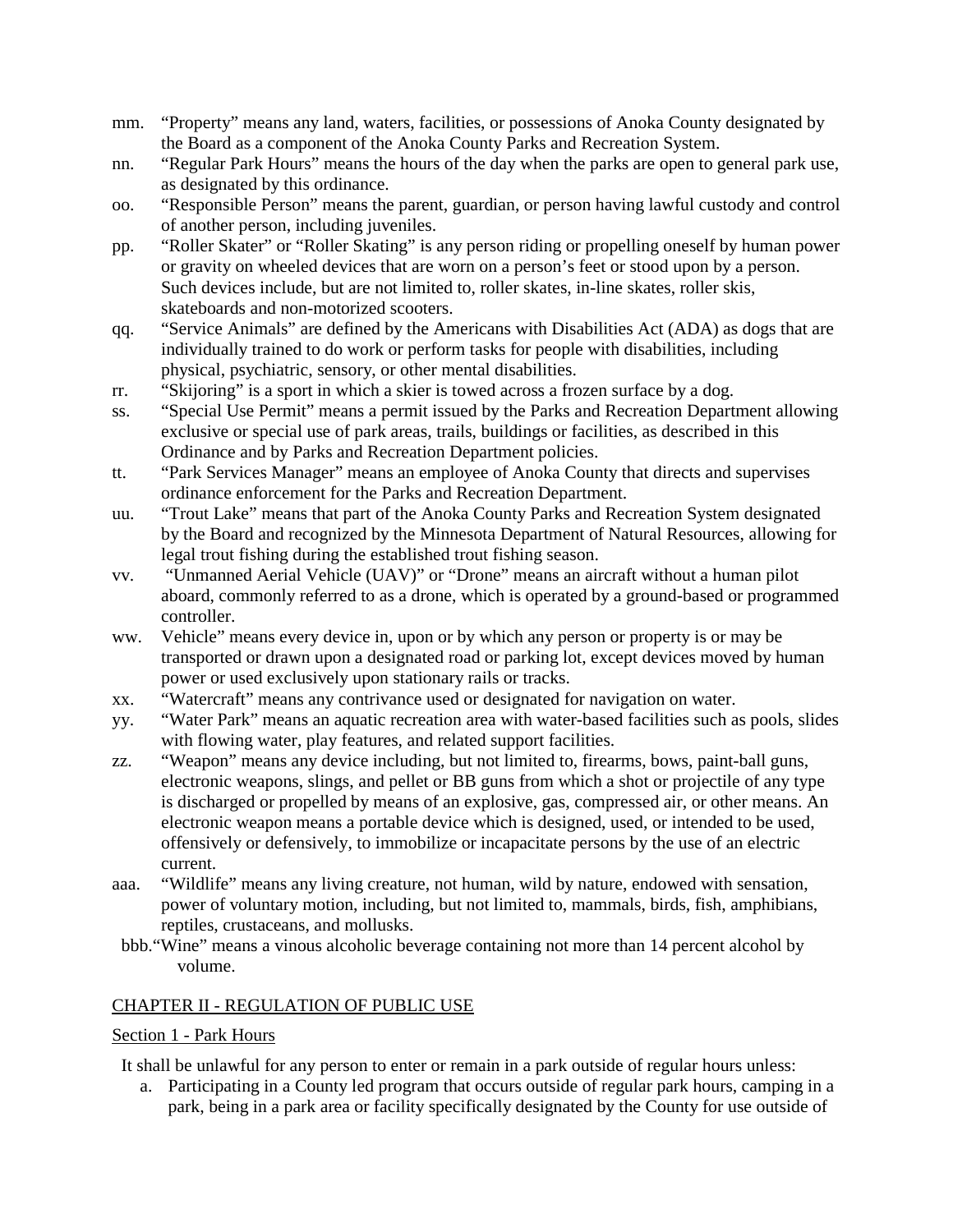mm. "Property" means any land, waters, facilities, or possessions of Anoka County designated by the Board as a component of the Anoka County Parks and Recreation System.

nn. "Regular Park Hours" means the hours of the day when the parks are open to general park use, as designated by this ordinance.

oo. "Responsible Person" means the parent, guardian, or person having lawful custody and control of another person, including juveniles.

pp. "Roller Skater" or "Roller Skating" is any person riding or propelling oneself by human power or gravity on wheeled devices that are worn on a person's feet or stood upon by a person. Such devices include, but are not limited to, roller skates, in-line skates, roller skis, skateboards and non-motorized scooters.

qq. "Service Animals" are defined by the Americans with Disabilities Act (ADA) as dogs that are individually trained to do work or perform tasks for people with disabilities, including physical, psychiatric, sensory, or other mental disabilities.

rr. "Skijoring" is a sport in which a skier is towed across a frozen surface by a dog.

ss. "Special Use Permit" means a permit issued by the Parks and Recreation Department allowing exclusive or special use of park areas, trails, buildings or facilities, as described in this Ordinance and by Parks and Recreation Department policies.

tt. "Park Services Manager" means an employee of Anoka County that directs and supervises ordinance enforcement for the Parks and Recreation Department.

uu. "Trout Lake" means that part of the Anoka County Parks and Recreation System designated by the Board and recognized by the Minnesota Department of Natural Resources, allowing for legal trout fishing during the established trout fishing season.

vv. "Unmanned Aerial Vehicle (UAV)" or "Drone" means an aircraft without a human pilot aboard, commonly referred to as a drone, which is operated by a ground-based or programmed controller.

ww. Vehicle" means every device in, upon or by which any person or property is or may be transported or drawn upon a designated road or parking lot, except devices moved by human power or used exclusively upon stationary rails or tracks.

xx. "Watercraft" means any contrivance used or designated for navigation on water.

yy. "Water Park" means an aquatic recreation area with water-based facilities such as pools, slides with flowing water, play features, and related support facilities.

zz. "Weapon" means any device including, but not limited to, firearms, bows, paint-ball guns, electronic weapons, slings, and pellet or BB guns from which a shot or projectile of any type is discharged or propelled by means of an explosive, gas, compressed air, or other means. An electronic weapon means a portable device which is designed, used, or intended to be used, offensively or defensively, to immobilize or incapacitate persons by the use of an electric current.

aaa. "Wildlife" means any living creature, not human, wild by nature, endowed with sensation, power of voluntary motion, including, but not limited to, mammals, birds, fish, amphibians, reptiles, crustaceans, and mollusks.

bbb. "Wine" means a vinous alcoholic beverage containing not more than 14 percent alcohol by volume.

## CHAPTER II - REGULATION OF PUBLIC USE

### Section 1 - Park Hours

It shall be unlawful for any person to enter or remain in a park outside of regular hours unless:

a. Participating in a County led program that occurs outside of regular park hours, camping in a park, being in a park area or facility specifically designated by the County for use outside of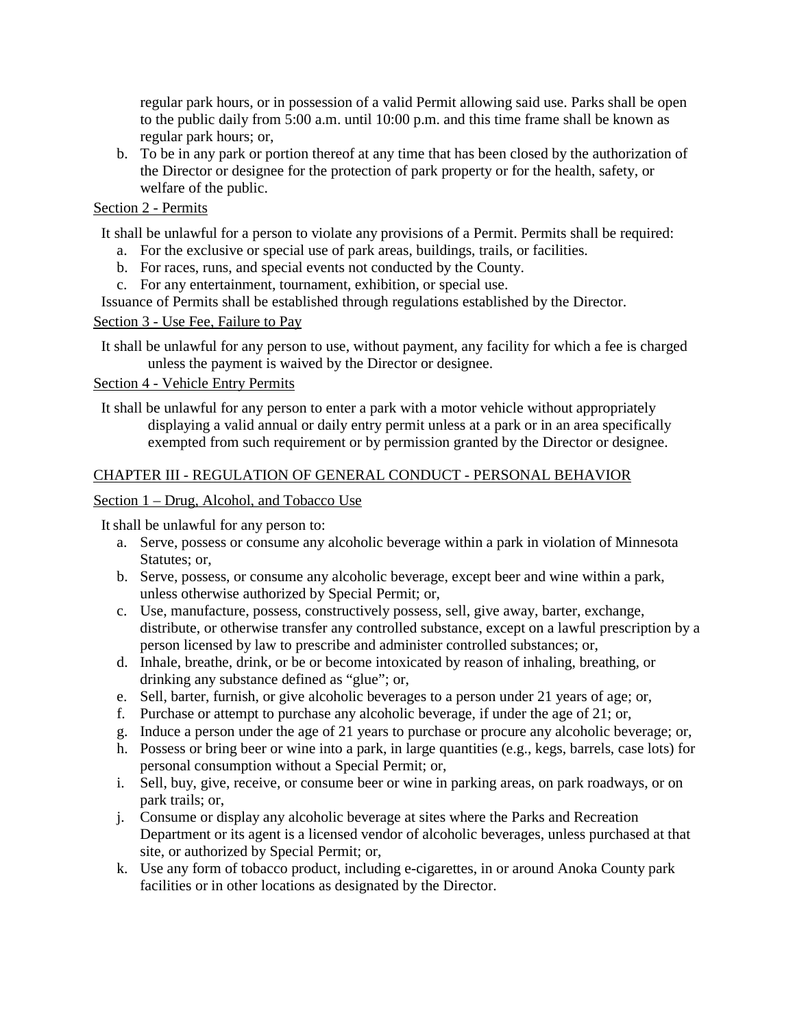regular park hours, or in possession of a valid Permit allowing said use. Parks shall be open to the public daily from 5:00 a.m. until 10:00 p.m. and this time frame shall be known as regular park hours; or,

b. To be in any park or portion thereof at any time that has been closed by the authorization of the Director or designee for the protection of park property or for the health, safety, or welfare of the public.

Section 2 - Permits

It shall be unlawful for a person to violate any provisions of a Permit. Permits shall be required:

a. For the exclusive or special use of park areas, buildings, trails, or facilities.
b. For races, runs, and special events not conducted by the County.
c. For any entertainment, tournament, exhibition, or special use.

Issuance of Permits shall be established through regulations established by the Director.

Section 3 - Use Fee, Failure to Pay

It shall be unlawful for any person to use, without payment, any facility for which a fee is charged unless the payment is waived by the Director or designee.

Section 4 - Vehicle Entry Permits

It shall be unlawful for any person to enter a park with a motor vehicle without appropriately displaying a valid annual or daily entry permit unless at a park or in an area specifically exempted from such requirement or by permission granted by the Director or designee.

CHAPTER III - REGULATION OF GENERAL CONDUCT - PERSONAL BEHAVIOR

Section 1 – Drug, Alcohol, and Tobacco Use

It shall be unlawful for any person to:

a. Serve, possess or consume any alcoholic beverage within a park in violation of Minnesota Statutes; or,
b. Serve, possess, or consume any alcoholic beverage, except beer and wine within a park, unless otherwise authorized by Special Permit; or,
c. Use, manufacture, possess, constructively possess, sell, give away, barter, exchange, distribute, or otherwise transfer any controlled substance, except on a lawful prescription by a person licensed by law to prescribe and administer controlled substances; or,
d. Inhale, breathe, drink, or be or become intoxicated by reason of inhaling, breathing, or drinking any substance defined as "glue"; or,
e. Sell, barter, furnish, or give alcoholic beverages to a person under 21 years of age; or,
f. Purchase or attempt to purchase any alcoholic beverage, if under the age of 21; or,
g. Induce a person under the age of 21 years to purchase or procure any alcoholic beverage; or,
h. Possess or bring beer or wine into a park, in large quantities (e.g., kegs, barrels, case lots) for personal consumption without a Special Permit; or,
i. Sell, buy, give, receive, or consume beer or wine in parking areas, on park roadways, or on park trails; or,
j. Consume or display any alcoholic beverage at sites where the Parks and Recreation Department or its agent is a licensed vendor of alcoholic beverages, unless purchased at that site, or authorized by Special Permit; or,
k. Use any form of tobacco product, including e-cigarettes, in or around Anoka County park facilities or in other locations as designated by the Director.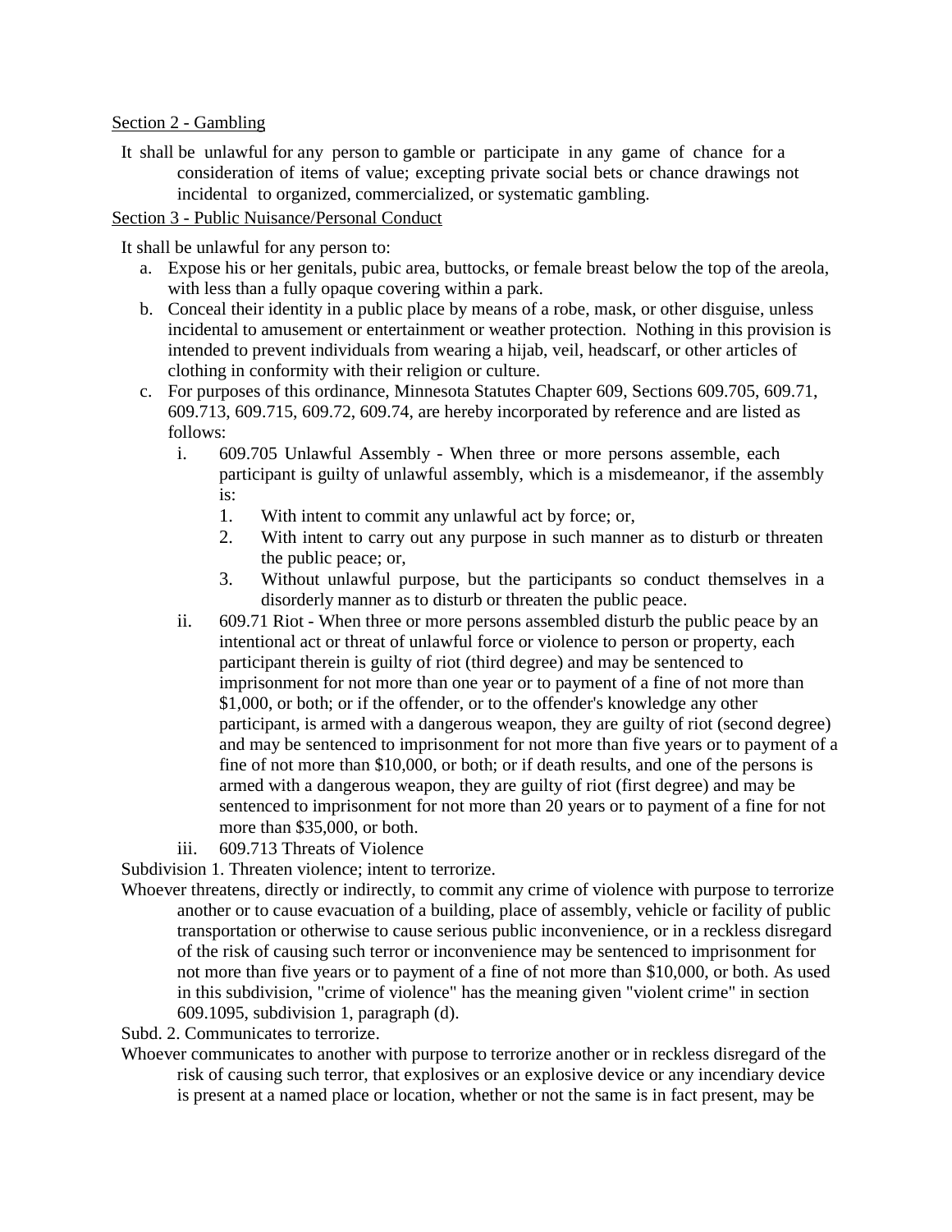Section 2 - Gambling

It shall be unlawful for any person to gamble or participate in any game of chance for a consideration of items of value; excepting private social bets or chance drawings not incidental to organized, commercialized, or systematic gambling.

Section 3 - Public Nuisance/Personal Conduct

It shall be unlawful for any person to:

a. Expose his or her genitals, pubic area, buttocks, or female breast below the top of the areola, with less than a fully opaque covering within a park.
b. Conceal their identity in a public place by means of a robe, mask, or other disguise, unless incidental to amusement or entertainment or weather protection. Nothing in this provision is intended to prevent individuals from wearing a hijab, veil, headscarf, or other articles of clothing in conformity with their religion or culture.
c. For purposes of this ordinance, Minnesota Statutes Chapter 609, Sections 609.705, 609.71, 609.713, 609.715, 609.72, 609.74, are hereby incorporated by reference and are listed as follows:
    i. 609.705 Unlawful Assembly - When three or more persons assemble, each participant is guilty of unlawful assembly, which is a misdemeanor, if the assembly is:
        1. With intent to commit any unlawful act by force; or,
        2. With intent to carry out any purpose in such manner as to disturb or threaten the public peace; or,
        3. Without unlawful purpose, but the participants so conduct themselves in a disorderly manner as to disturb or threaten the public peace.
    ii. 609.71 Riot - When three or more persons assembled disturb the public peace by an intentional act or threat of unlawful force or violence to person or property, each participant therein is guilty of riot (third degree) and may be sentenced to imprisonment for not more than one year or to payment of a fine of not more than $1,000, or both; or if the offender, or to the offender's knowledge any other participant, is armed with a dangerous weapon, they are guilty of riot (second degree) and may be sentenced to imprisonment for not more than five years or to payment of a fine of not more than $10,000, or both; or if death results, and one of the persons is armed with a dangerous weapon, they are guilty of riot (first degree) and may be sentenced to imprisonment for not more than 20 years or to payment of a fine for not more than $35,000, or both.
    iii. 609.713 Threats of Violence

Subdivision 1. Threaten violence; intent to terrorize.

Whoever threatens, directly or indirectly, to commit any crime of violence with purpose to terrorize another or to cause evacuation of a building, place of assembly, vehicle or facility of public transportation or otherwise to cause serious public inconvenience, or in a reckless disregard of the risk of causing such terror or inconvenience may be sentenced to imprisonment for not more than five years or to payment of a fine of not more than $10,000, or both. As used in this subdivision, "crime of violence" has the meaning given "violent crime" in section 609.1095, subdivision 1, paragraph (d).

Subd. 2. Communicates to terrorize.

Whoever communicates to another with purpose to terrorize another or in reckless disregard of the risk of causing such terror, that explosives or an explosive device or any incendiary device is present at a named place or location, whether or not the same is in fact present, may be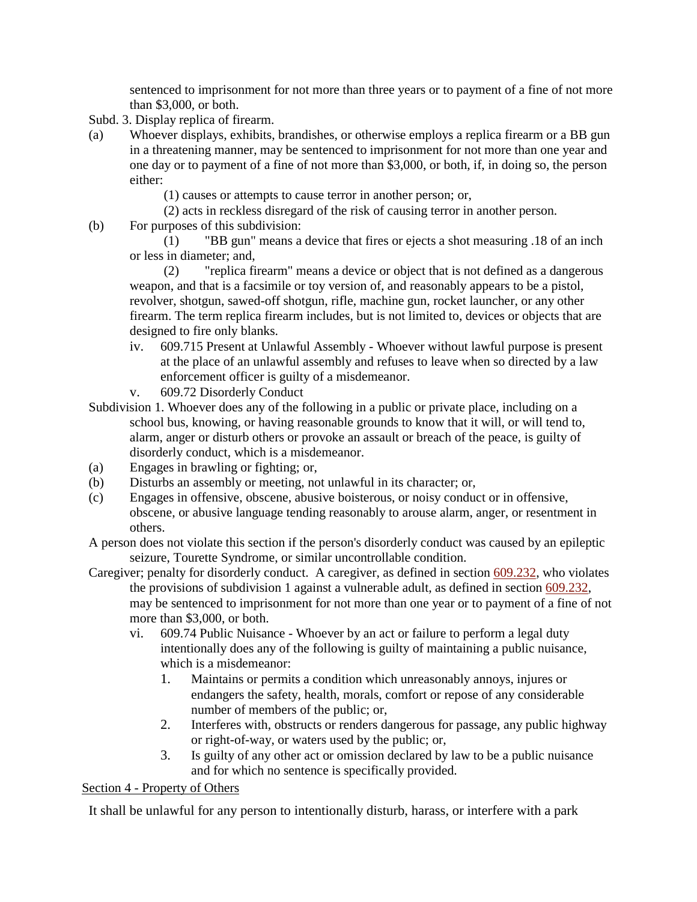sentenced to imprisonment for not more than three years or to payment of a fine of not more than $3,000, or both.

Subd. 3. Display replica of firearm.

(a) Whoever displays, exhibits, brandishes, or otherwise employs a replica firearm or a BB gun in a threatening manner, may be sentenced to imprisonment for not more than one year and one day or to payment of a fine of not more than $3,000, or both, if, in doing so, the person either:

(1) causes or attempts to cause terror in another person; or,

(2) acts in reckless disregard of the risk of causing terror in another person.

(b) For purposes of this subdivision:

(1) "BB gun" means a device that fires or ejects a shot measuring .18 of an inch or less in diameter; and,

(2) "replica firearm" means a device or object that is not defined as a dangerous weapon, and that is a facsimile or toy version of, and reasonably appears to be a pistol, revolver, shotgun, sawed-off shotgun, rifle, machine gun, rocket launcher, or any other firearm. The term replica firearm includes, but is not limited to, devices or objects that are designed to fire only blanks.

iv. 609.715 Present at Unlawful Assembly - Whoever without lawful purpose is present at the place of an unlawful assembly and refuses to leave when so directed by a law enforcement officer is guilty of a misdemeanor.

v. 609.72 Disorderly Conduct

Subdivision 1. Whoever does any of the following in a public or private place, including on a school bus, knowing, or having reasonable grounds to know that it will, or will tend to, alarm, anger or disturb others or provoke an assault or breach of the peace, is guilty of disorderly conduct, which is a misdemeanor.

(a) Engages in brawling or fighting; or,

(b) Disturbs an assembly or meeting, not unlawful in its character; or,

(c) Engages in offensive, obscene, abusive boisterous, or noisy conduct or in offensive, obscene, or abusive language tending reasonably to arouse alarm, anger, or resentment in others.

A person does not violate this section if the person's disorderly conduct was caused by an epileptic seizure, Tourette Syndrome, or similar uncontrollable condition.

Caregiver; penalty for disorderly conduct. A caregiver, as defined in section 609.232, who violates the provisions of subdivision 1 against a vulnerable adult, as defined in section 609.232, may be sentenced to imprisonment for not more than one year or to payment of a fine of not more than $3,000, or both.

vi. 609.74 Public Nuisance - Whoever by an act or failure to perform a legal duty intentionally does any of the following is guilty of maintaining a public nuisance, which is a misdemeanor:

1. Maintains or permits a condition which unreasonably annoys, injures or endangers the safety, health, morals, comfort or repose of any considerable number of members of the public; or,
2. Interferes with, obstructs or renders dangerous for passage, any public highway or right-of-way, or waters used by the public; or,
3. Is guilty of any other act or omission declared by law to be a public nuisance and for which no sentence is specifically provided.

## Section 4 - Property of Others

It shall be unlawful for any person to intentionally disturb, harass, or interfere with a park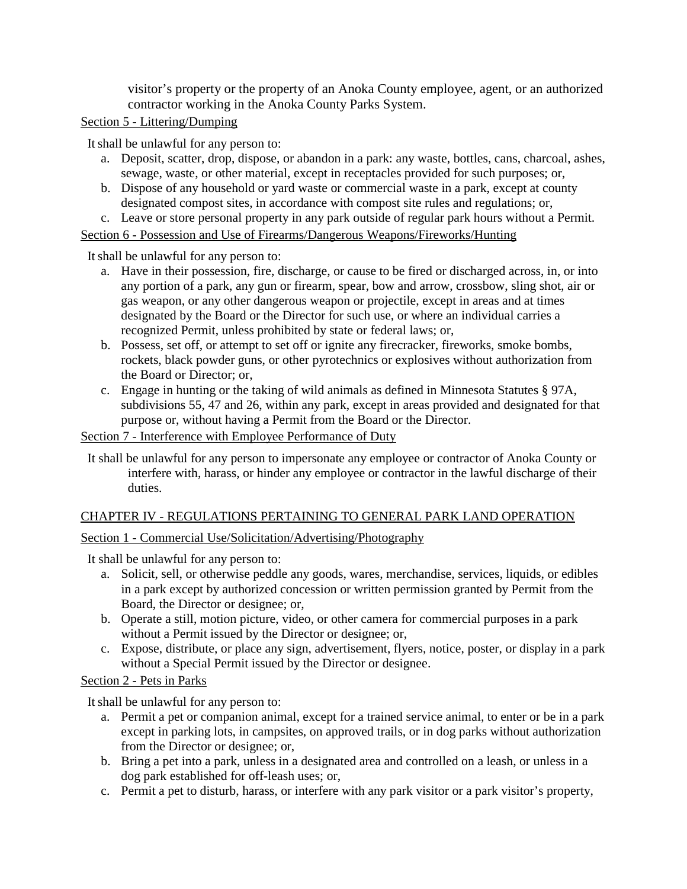visitor's property or the property of an Anoka County employee, agent, or an authorized contractor working in the Anoka County Parks System.

Section 5 - Littering/Dumping

It shall be unlawful for any person to:

a. Deposit, scatter, drop, dispose, or abandon in a park: any waste, bottles, cans, charcoal, ashes, sewage, waste, or other material, except in receptacles provided for such purposes; or,
b. Dispose of any household or yard waste or commercial waste in a park, except at county designated compost sites, in accordance with compost site rules and regulations; or,
c. Leave or store personal property in any park outside of regular park hours without a Permit.

Section 6 - Possession and Use of Firearms/Dangerous Weapons/Fireworks/Hunting

It shall be unlawful for any person to:

a. Have in their possession, fire, discharge, or cause to be fired or discharged across, in, or into any portion of a park, any gun or firearm, spear, bow and arrow, crossbow, sling shot, air or gas weapon, or any other dangerous weapon or projectile, except in areas and at times designated by the Board or the Director for such use, or where an individual carries a recognized Permit, unless prohibited by state or federal laws; or,
b. Possess, set off, or attempt to set off or ignite any firecracker, fireworks, smoke bombs, rockets, black powder guns, or other pyrotechnics or explosives without authorization from the Board or Director; or,
c. Engage in hunting or the taking of wild animals as defined in Minnesota Statutes § 97A, subdivisions 55, 47 and 26, within any park, except in areas provided and designated for that purpose or, without having a Permit from the Board or the Director.

Section 7 - Interference with Employee Performance of Duty

It shall be unlawful for any person to impersonate any employee or contractor of Anoka County or interfere with, harass, or hinder any employee or contractor in the lawful discharge of their duties.

## CHAPTER IV - REGULATIONS PERTAINING TO GENERAL PARK LAND OPERATION

Section 1 - Commercial Use/Solicitation/Advertising/Photography

It shall be unlawful for any person to:

a. Solicit, sell, or otherwise peddle any goods, wares, merchandise, services, liquids, or edibles in a park except by authorized concession or written permission granted by Permit from the Board, the Director or designee; or,
b. Operate a still, motion picture, video, or other camera for commercial purposes in a park without a Permit issued by the Director or designee; or,
c. Expose, distribute, or place any sign, advertisement, flyers, notice, poster, or display in a park without a Special Permit issued by the Director or designee.

Section 2 - Pets in Parks

It shall be unlawful for any person to:

a. Permit a pet or companion animal, except for a trained service animal, to enter or be in a park except in parking lots, in campsites, on approved trails, or in dog parks without authorization from the Director or designee; or,
b. Bring a pet into a park, unless in a designated area and controlled on a leash, or unless in a dog park established for off-leash uses; or,
c. Permit a pet to disturb, harass, or interfere with any park visitor or a park visitor's property,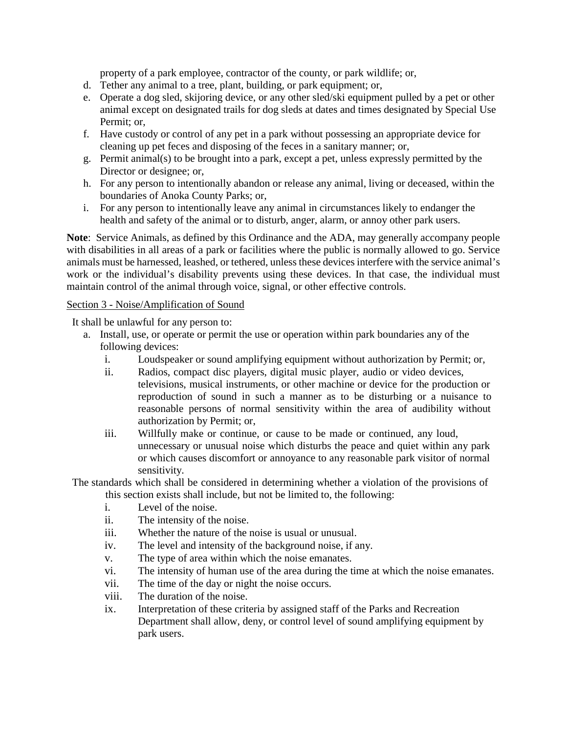property of a park employee, contractor of the county, or park wildlife; or,

d. Tether any animal to a tree, plant, building, or park equipment; or,
e. Operate a dog sled, skijoring device, or any other sled/ski equipment pulled by a pet or other animal except on designated trails for dog sleds at dates and times designated by Special Use Permit; or,
f. Have custody or control of any pet in a park without possessing an appropriate device for cleaning up pet feces and disposing of the feces in a sanitary manner; or,
g. Permit animal(s) to be brought into a park, except a pet, unless expressly permitted by the Director or designee; or,
h. For any person to intentionally abandon or release any animal, living or deceased, within the boundaries of Anoka County Parks; or,
i. For any person to intentionally leave any animal in circumstances likely to endanger the health and safety of the animal or to disturb, anger, alarm, or annoy other park users.

**Note**: Service Animals, as defined by this Ordinance and the ADA, may generally accompany people with disabilities in all areas of a park or facilities where the public is normally allowed to go. Service animals must be harnessed, leashed, or tethered, unless these devices interfere with the service animal's work or the individual's disability prevents using these devices. In that case, the individual must maintain control of the animal through voice, signal, or other effective controls.

Section 3 - Noise/Amplification of Sound

It shall be unlawful for any person to:

a. Install, use, or operate or permit the use or operation within park boundaries any of the following devices:
   i. Loudspeaker or sound amplifying equipment without authorization by Permit; or,
   ii. Radios, compact disc players, digital music player, audio or video devices, televisions, musical instruments, or other machine or device for the production or reproduction of sound in such a manner as to be disturbing or a nuisance to reasonable persons of normal sensitivity within the area of audibility without authorization by Permit; or,
   iii. Willfully make or continue, or cause to be made or continued, any loud, unnecessary or unusual noise which disturbs the peace and quiet within any park or which causes discomfort or annoyance to any reasonable park visitor of normal sensitivity.

The standards which shall be considered in determining whether a violation of the provisions of this section exists shall include, but not be limited to, the following:

   i. Level of the noise.
   ii. The intensity of the noise.
   iii. Whether the nature of the noise is usual or unusual.
   iv. The level and intensity of the background noise, if any.
   v. The type of area within which the noise emanates.
   vi. The intensity of human use of the area during the time at which the noise emanates.
   vii. The time of the day or night the noise occurs.
   viii. The duration of the noise.
   ix. Interpretation of these criteria by assigned staff of the Parks and Recreation Department shall allow, deny, or control level of sound amplifying equipment by park users.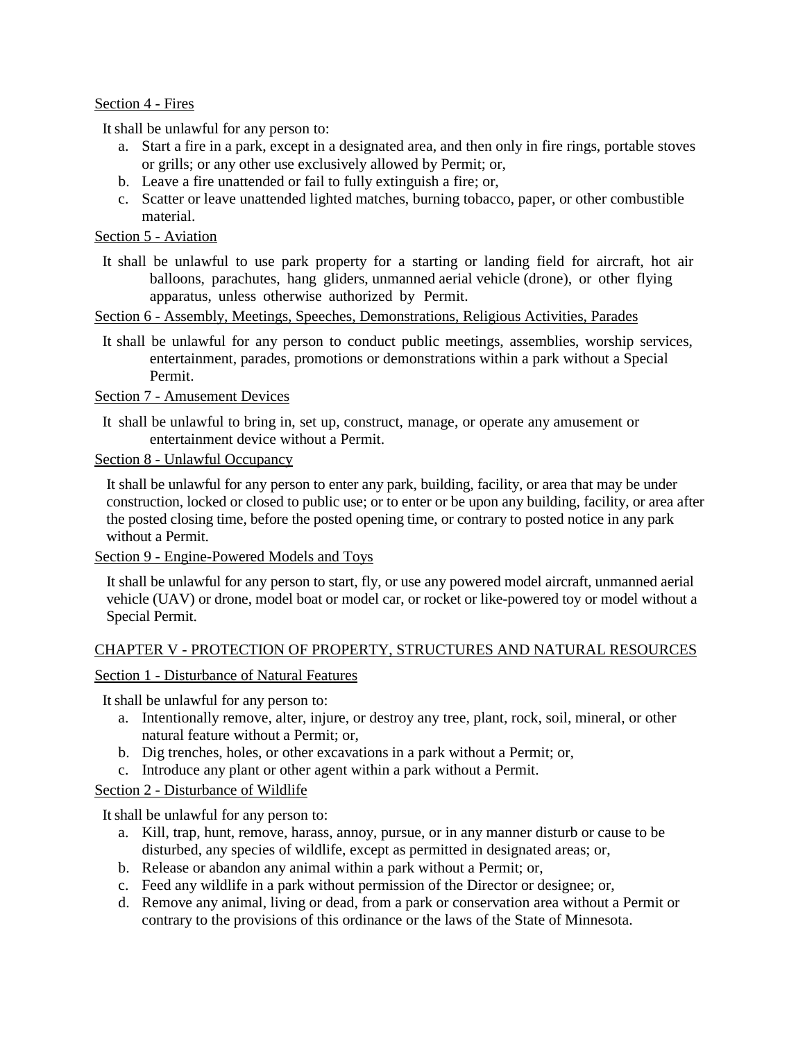Section 4 - Fires

It shall be unlawful for any person to:

a. Start a fire in a park, except in a designated area, and then only in fire rings, portable stoves or grills; or any other use exclusively allowed by Permit; or,
b. Leave a fire unattended or fail to fully extinguish a fire; or,
c. Scatter or leave unattended lighted matches, burning tobacco, paper, or other combustible material.

Section 5 - Aviation

It shall be unlawful to use park property for a starting or landing field for aircraft, hot air balloons, parachutes, hang gliders, unmanned aerial vehicle (drone), or other flying apparatus, unless otherwise authorized by Permit.

Section 6 - Assembly, Meetings, Speeches, Demonstrations, Religious Activities, Parades

It shall be unlawful for any person to conduct public meetings, assemblies, worship services, entertainment, parades, promotions or demonstrations within a park without a Special Permit.

Section 7 - Amusement Devices

It shall be unlawful to bring in, set up, construct, manage, or operate any amusement or entertainment device without a Permit.

Section 8 - Unlawful Occupancy

It shall be unlawful for any person to enter any park, building, facility, or area that may be under construction, locked or closed to public use; or to enter or be upon any building, facility, or area after the posted closing time, before the posted opening time, or contrary to posted notice in any park without a Permit.

Section 9 - Engine-Powered Models and Toys

It shall be unlawful for any person to start, fly, or use any powered model aircraft, unmanned aerial vehicle (UAV) or drone, model boat or model car, or rocket or like-powered toy or model without a Special Permit.

CHAPTER V - PROTECTION OF PROPERTY, STRUCTURES AND NATURAL RESOURCES

Section 1 - Disturbance of Natural Features

It shall be unlawful for any person to:

a. Intentionally remove, alter, injure, or destroy any tree, plant, rock, soil, mineral, or other natural feature without a Permit; or,
b. Dig trenches, holes, or other excavations in a park without a Permit; or,
c. Introduce any plant or other agent within a park without a Permit.

Section 2 - Disturbance of Wildlife

It shall be unlawful for any person to:

a. Kill, trap, hunt, remove, harass, annoy, pursue, or in any manner disturb or cause to be disturbed, any species of wildlife, except as permitted in designated areas; or,
b. Release or abandon any animal within a park without a Permit; or,
c. Feed any wildlife in a park without permission of the Director or designee; or,
d. Remove any animal, living or dead, from a park or conservation area without a Permit or contrary to the provisions of this ordinance or the laws of the State of Minnesota.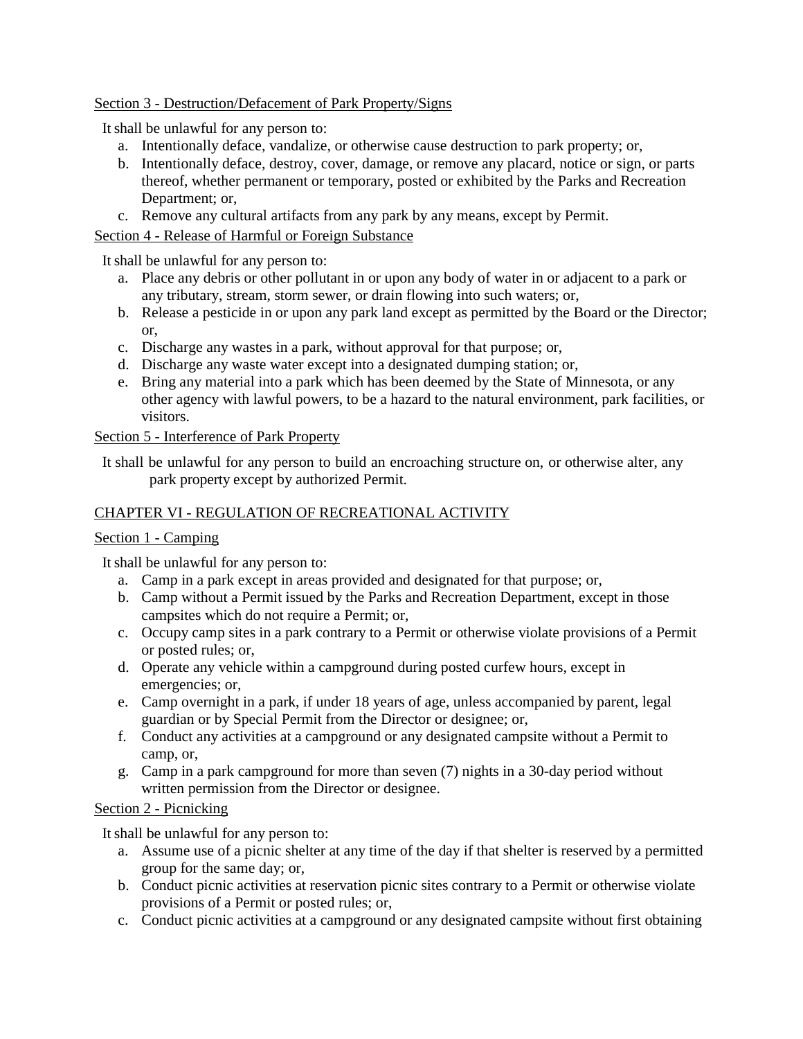Section 3 - Destruction/Defacement of Park Property/Signs

It shall be unlawful for any person to:

a. Intentionally deface, vandalize, or otherwise cause destruction to park property; or,
b. Intentionally deface, destroy, cover, damage, or remove any placard, notice or sign, or parts thereof, whether permanent or temporary, posted or exhibited by the Parks and Recreation Department; or,
c. Remove any cultural artifacts from any park by any means, except by Permit.

Section 4 - Release of Harmful or Foreign Substance

It shall be unlawful for any person to:

a. Place any debris or other pollutant in or upon any body of water in or adjacent to a park or any tributary, stream, storm sewer, or drain flowing into such waters; or,
b. Release a pesticide in or upon any park land except as permitted by the Board or the Director; or,
c. Discharge any wastes in a park, without approval for that purpose; or,
d. Discharge any waste water except into a designated dumping station; or,
e. Bring any material into a park which has been deemed by the State of Minnesota, or any other agency with lawful powers, to be a hazard to the natural environment, park facilities, or visitors.

Section 5 - Interference of Park Property

It shall be unlawful for any person to build an encroaching structure on, or otherwise alter, any park property except by authorized Permit.

CHAPTER VI - REGULATION OF RECREATIONAL ACTIVITY

Section 1 - Camping

It shall be unlawful for any person to:

a. Camp in a park except in areas provided and designated for that purpose; or,
b. Camp without a Permit issued by the Parks and Recreation Department, except in those campsites which do not require a Permit; or,
c. Occupy camp sites in a park contrary to a Permit or otherwise violate provisions of a Permit or posted rules; or,
d. Operate any vehicle within a campground during posted curfew hours, except in emergencies; or,
e. Camp overnight in a park, if under 18 years of age, unless accompanied by parent, legal guardian or by Special Permit from the Director or designee; or,
f. Conduct any activities at a campground or any designated campsite without a Permit to camp, or,
g. Camp in a park campground for more than seven (7) nights in a 30-day period without written permission from the Director or designee.

Section 2 - Picnicking

It shall be unlawful for any person to:

a. Assume use of a picnic shelter at any time of the day if that shelter is reserved by a permitted group for the same day; or,
b. Conduct picnic activities at reservation picnic sites contrary to a Permit or otherwise violate provisions of a Permit or posted rules; or,
c. Conduct picnic activities at a campground or any designated campsite without first obtaining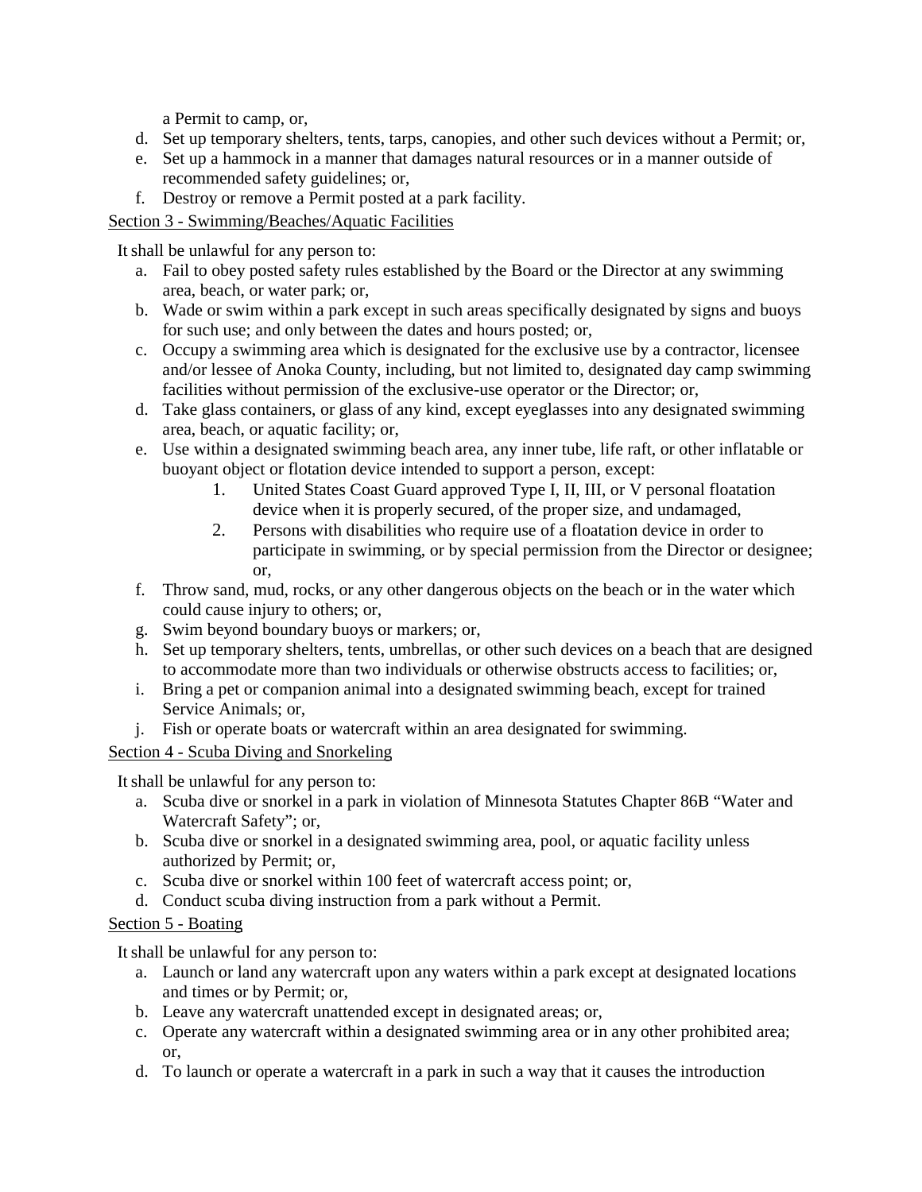a Permit to camp, or,

d. Set up temporary shelters, tents, tarps, canopies, and other such devices without a Permit; or,
e. Set up a hammock in a manner that damages natural resources or in a manner outside of recommended safety guidelines; or,
f. Destroy or remove a Permit posted at a park facility.

<u>Section 3 - Swimming/Beaches/Aquatic Facilities</u>

It shall be unlawful for any person to:

a. Fail to obey posted safety rules established by the Board or the Director at any swimming area, beach, or water park; or,
b. Wade or swim within a park except in such areas specifically designated by signs and buoys for such use; and only between the dates and hours posted; or,
c. Occupy a swimming area which is designated for the exclusive use by a contractor, licensee and/or lessee of Anoka County, including, but not limited to, designated day camp swimming facilities without permission of the exclusive-use operator or the Director; or,
d. Take glass containers, or glass of any kind, except eyeglasses into any designated swimming area, beach, or aquatic facility; or,
e. Use within a designated swimming beach area, any inner tube, life raft, or other inflatable or buoyant object or flotation device intended to support a person, except:
    1. United States Coast Guard approved Type I, II, III, or V personal floatation device when it is properly secured, of the proper size, and undamaged,
    2. Persons with disabilities who require use of a floatation device in order to participate in swimming, or by special permission from the Director or designee; or,
f. Throw sand, mud, rocks, or any other dangerous objects on the beach or in the water which could cause injury to others; or,
g. Swim beyond boundary buoys or markers; or,
h. Set up temporary shelters, tents, umbrellas, or other such devices on a beach that are designed to accommodate more than two individuals or otherwise obstructs access to facilities; or,
i. Bring a pet or companion animal into a designated swimming beach, except for trained Service Animals; or,
j. Fish or operate boats or watercraft within an area designated for swimming.

<u>Section 4 - Scuba Diving and Snorkeling</u>

It shall be unlawful for any person to:

a. Scuba dive or snorkel in a park in violation of Minnesota Statutes Chapter 86B “Water and Watercraft Safety”; or,
b. Scuba dive or snorkel in a designated swimming area, pool, or aquatic facility unless authorized by Permit; or,
c. Scuba dive or snorkel within 100 feet of watercraft access point; or,
d. Conduct scuba diving instruction from a park without a Permit.

<u>Section 5 - Boating</u>

It shall be unlawful for any person to:

a. Launch or land any watercraft upon any waters within a park except at designated locations and times or by Permit; or,
b. Leave any watercraft unattended except in designated areas; or,
c. Operate any watercraft within a designated swimming area or in any other prohibited area; or,
d. To launch or operate a watercraft in a park in such a way that it causes the introduction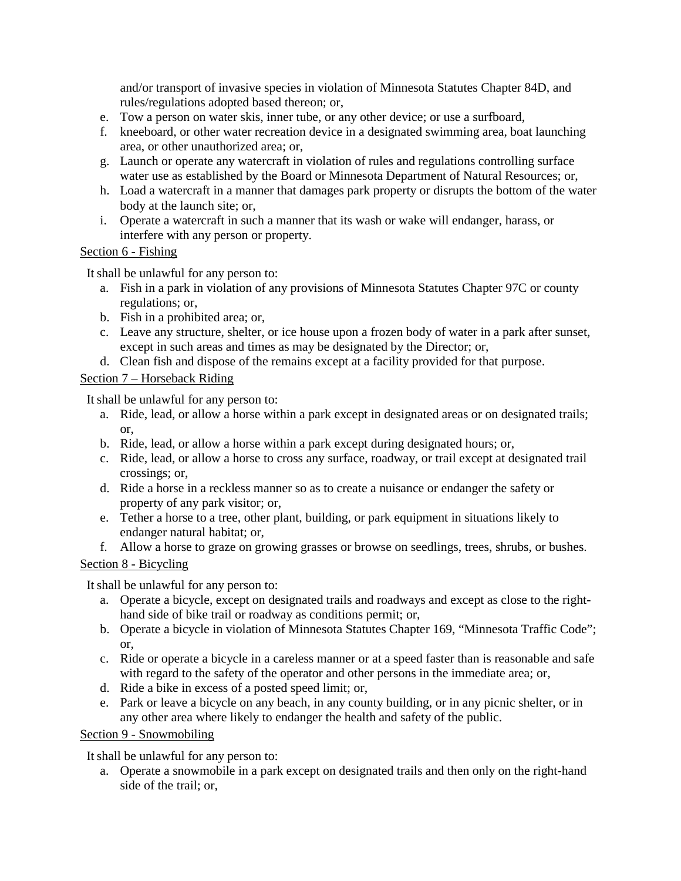and/or transport of invasive species in violation of Minnesota Statutes Chapter 84D, and rules/regulations adopted based thereon; or,

e. Tow a person on water skis, inner tube, or any other device; or use a surfboard,
f. kneeboard, or other water recreation device in a designated swimming area, boat launching area, or other unauthorized area; or,
g. Launch or operate any watercraft in violation of rules and regulations controlling surface water use as established by the Board or Minnesota Department of Natural Resources; or,
h. Load a watercraft in a manner that damages park property or disrupts the bottom of the water body at the launch site; or,
i. Operate a watercraft in such a manner that its wash or wake will endanger, harass, or interfere with any person or property.

<u>Section 6 - Fishing</u>

It shall be unlawful for any person to:

a. Fish in a park in violation of any provisions of Minnesota Statutes Chapter 97C or county regulations; or,
b. Fish in a prohibited area; or,
c. Leave any structure, shelter, or ice house upon a frozen body of water in a park after sunset, except in such areas and times as may be designated by the Director; or,
d. Clean fish and dispose of the remains except at a facility provided for that purpose.

<u>Section 7 – Horseback Riding</u>

It shall be unlawful for any person to:

a. Ride, lead, or allow a horse within a park except in designated areas or on designated trails; or,
b. Ride, lead, or allow a horse within a park except during designated hours; or,
c. Ride, lead, or allow a horse to cross any surface, roadway, or trail except at designated trail crossings; or,
d. Ride a horse in a reckless manner so as to create a nuisance or endanger the safety or property of any park visitor; or,
e. Tether a horse to a tree, other plant, building, or park equipment in situations likely to endanger natural habitat; or,
f. Allow a horse to graze on growing grasses or browse on seedlings, trees, shrubs, or bushes.

<u>Section 8 - Bicycling</u>

It shall be unlawful for any person to:

a. Operate a bicycle, except on designated trails and roadways and except as close to the right-hand side of bike trail or roadway as conditions permit; or,
b. Operate a bicycle in violation of Minnesota Statutes Chapter 169, "Minnesota Traffic Code"; or,
c. Ride or operate a bicycle in a careless manner or at a speed faster than is reasonable and safe with regard to the safety of the operator and other persons in the immediate area; or,
d. Ride a bike in excess of a posted speed limit; or,
e. Park or leave a bicycle on any beach, in any county building, or in any picnic shelter, or in any other area where likely to endanger the health and safety of the public.

<u>Section 9 - Snowmobiling</u>

It shall be unlawful for any person to:

a. Operate a snowmobile in a park except on designated trails and then only on the right-hand side of the trail; or,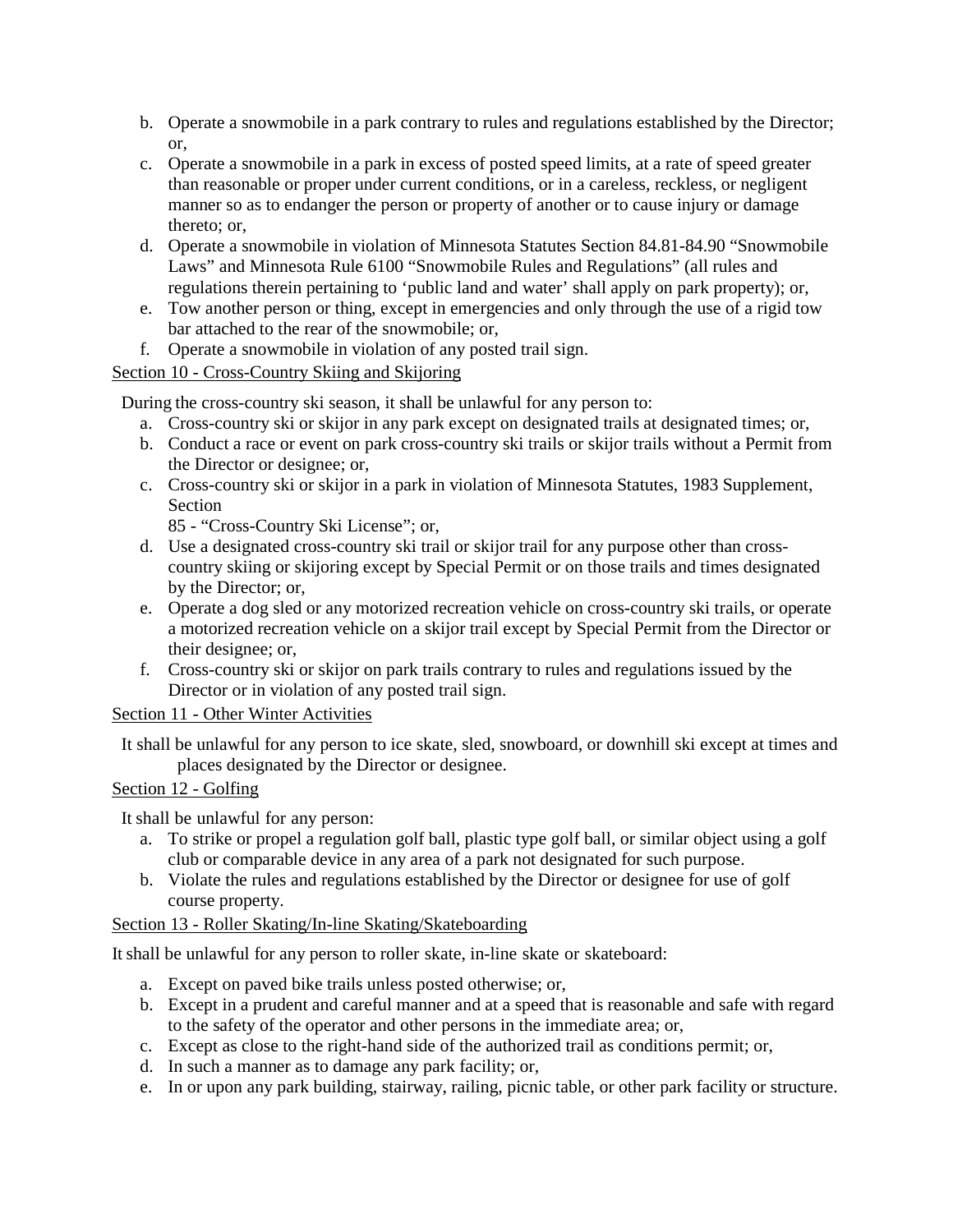b. Operate a snowmobile in a park contrary to rules and regulations established by the Director; or,
c. Operate a snowmobile in a park in excess of posted speed limits, at a rate of speed greater than reasonable or proper under current conditions, or in a careless, reckless, or negligent manner so as to endanger the person or property of another or to cause injury or damage thereto; or,
d. Operate a snowmobile in violation of Minnesota Statutes Section 84.81-84.90 "Snowmobile Laws" and Minnesota Rule 6100 "Snowmobile Rules and Regulations" (all rules and regulations therein pertaining to 'public land and water' shall apply on park property); or,
e. Tow another person or thing, except in emergencies and only through the use of a rigid tow bar attached to the rear of the snowmobile; or,
f. Operate a snowmobile in violation of any posted trail sign.

Section 10 - Cross-Country Skiing and Skijoring

During the cross-country ski season, it shall be unlawful for any person to:

a. Cross-country ski or skijor in any park except on designated trails at designated times; or,
b. Conduct a race or event on park cross-country ski trails or skijor trails without a Permit from the Director or designee; or,
c. Cross-country ski or skijor in a park in violation of Minnesota Statutes, 1983 Supplement, Section 85 - "Cross-Country Ski License"; or,
d. Use a designated cross-country ski trail or skijor trail for any purpose other than cross-country skiing or skijoring except by Special Permit or on those trails and times designated by the Director; or,
e. Operate a dog sled or any motorized recreation vehicle on cross-country ski trails, or operate a motorized recreation vehicle on a skijor trail except by Special Permit from the Director or their designee; or,
f. Cross-country ski or skijor on park trails contrary to rules and regulations issued by the Director or in violation of any posted trail sign.

Section 11 - Other Winter Activities

It shall be unlawful for any person to ice skate, sled, snowboard, or downhill ski except at times and places designated by the Director or designee.

Section 12 - Golfing

It shall be unlawful for any person:

a. To strike or propel a regulation golf ball, plastic type golf ball, or similar object using a golf club or comparable device in any area of a park not designated for such purpose.
b. Violate the rules and regulations established by the Director or designee for use of golf course property.

Section 13 - Roller Skating/In-line Skating/Skateboarding

It shall be unlawful for any person to roller skate, in-line skate or skateboard:

a. Except on paved bike trails unless posted otherwise; or,
b. Except in a prudent and careful manner and at a speed that is reasonable and safe with regard to the safety of the operator and other persons in the immediate area; or,
c. Except as close to the right-hand side of the authorized trail as conditions permit; or,
d. In such a manner as to damage any park facility; or,
e. In or upon any park building, stairway, railing, picnic table, or other park facility or structure.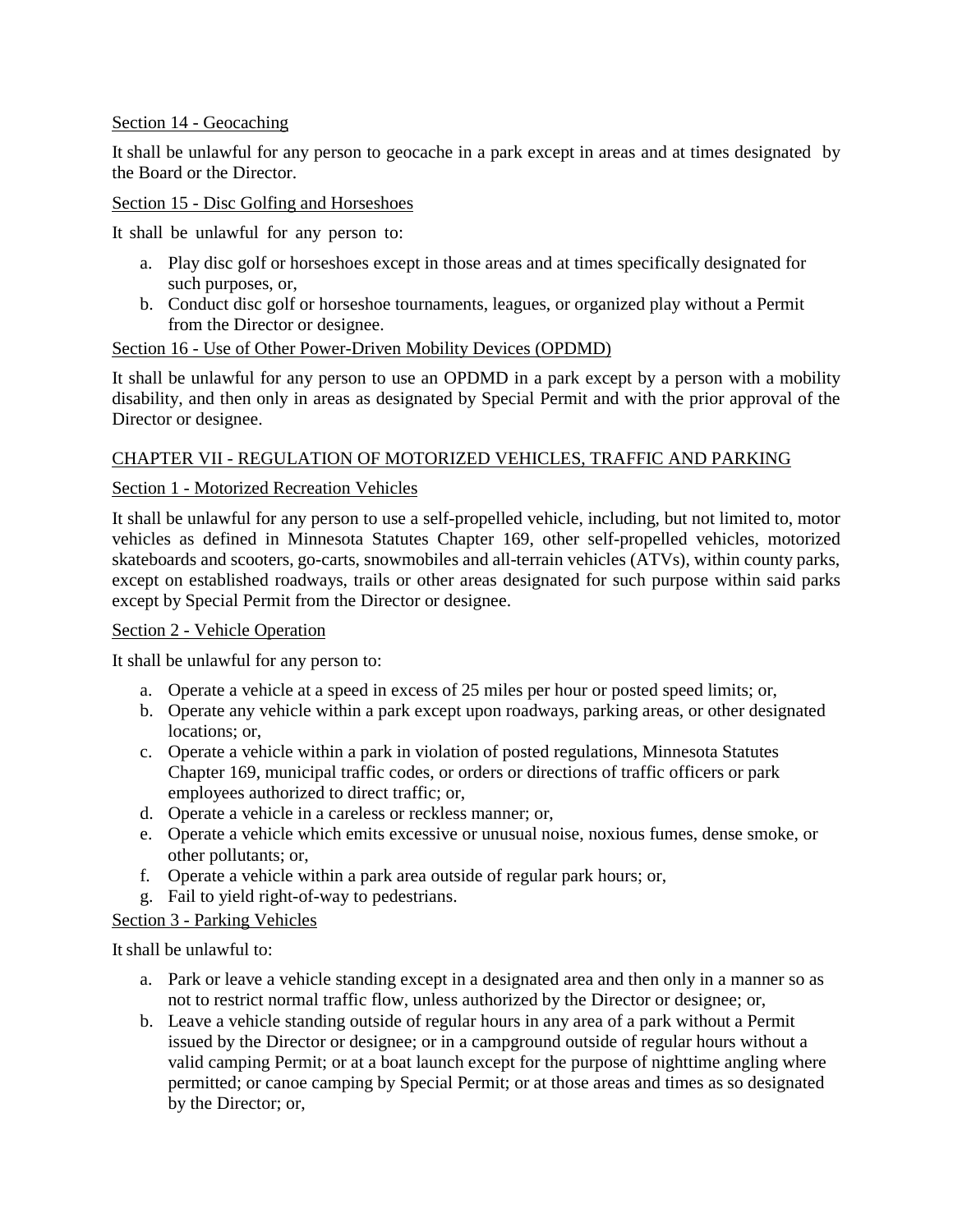Section 14 - Geocaching

It shall be unlawful for any person to geocache in a park except in areas and at times designated by the Board or the Director.

Section 15 - Disc Golfing and Horseshoes

It shall be unlawful for any person to:

a. Play disc golf or horseshoes except in those areas and at times specifically designated for such purposes, or,
b. Conduct disc golf or horseshoe tournaments, leagues, or organized play without a Permit from the Director or designee.

Section 16 - Use of Other Power-Driven Mobility Devices (OPDMD)

It shall be unlawful for any person to use an OPDMD in a park except by a person with a mobility disability, and then only in areas as designated by Special Permit and with the prior approval of the Director or designee.

## CHAPTER VII - REGULATION OF MOTORIZED VEHICLES, TRAFFIC AND PARKING

Section 1 - Motorized Recreation Vehicles

It shall be unlawful for any person to use a self-propelled vehicle, including, but not limited to, motor vehicles as defined in Minnesota Statutes Chapter 169, other self-propelled vehicles, motorized skateboards and scooters, go-carts, snowmobiles and all-terrain vehicles (ATVs), within county parks, except on established roadways, trails or other areas designated for such purpose within said parks except by Special Permit from the Director or designee.

Section 2 - Vehicle Operation

It shall be unlawful for any person to:

a. Operate a vehicle at a speed in excess of 25 miles per hour or posted speed limits; or,
b. Operate any vehicle within a park except upon roadways, parking areas, or other designated locations; or,
c. Operate a vehicle within a park in violation of posted regulations, Minnesota Statutes Chapter 169, municipal traffic codes, or orders or directions of traffic officers or park employees authorized to direct traffic; or,
d. Operate a vehicle in a careless or reckless manner; or,
e. Operate a vehicle which emits excessive or unusual noise, noxious fumes, dense smoke, or other pollutants; or,
f. Operate a vehicle within a park area outside of regular park hours; or,
g. Fail to yield right-of-way to pedestrians.

Section 3 - Parking Vehicles

It shall be unlawful to:

a. Park or leave a vehicle standing except in a designated area and then only in a manner so as not to restrict normal traffic flow, unless authorized by the Director or designee; or,
b. Leave a vehicle standing outside of regular hours in any area of a park without a Permit issued by the Director or designee; or in a campground outside of regular hours without a valid camping Permit; or at a boat launch except for the purpose of nighttime angling where permitted; or canoe camping by Special Permit; or at those areas and times as so designated by the Director; or,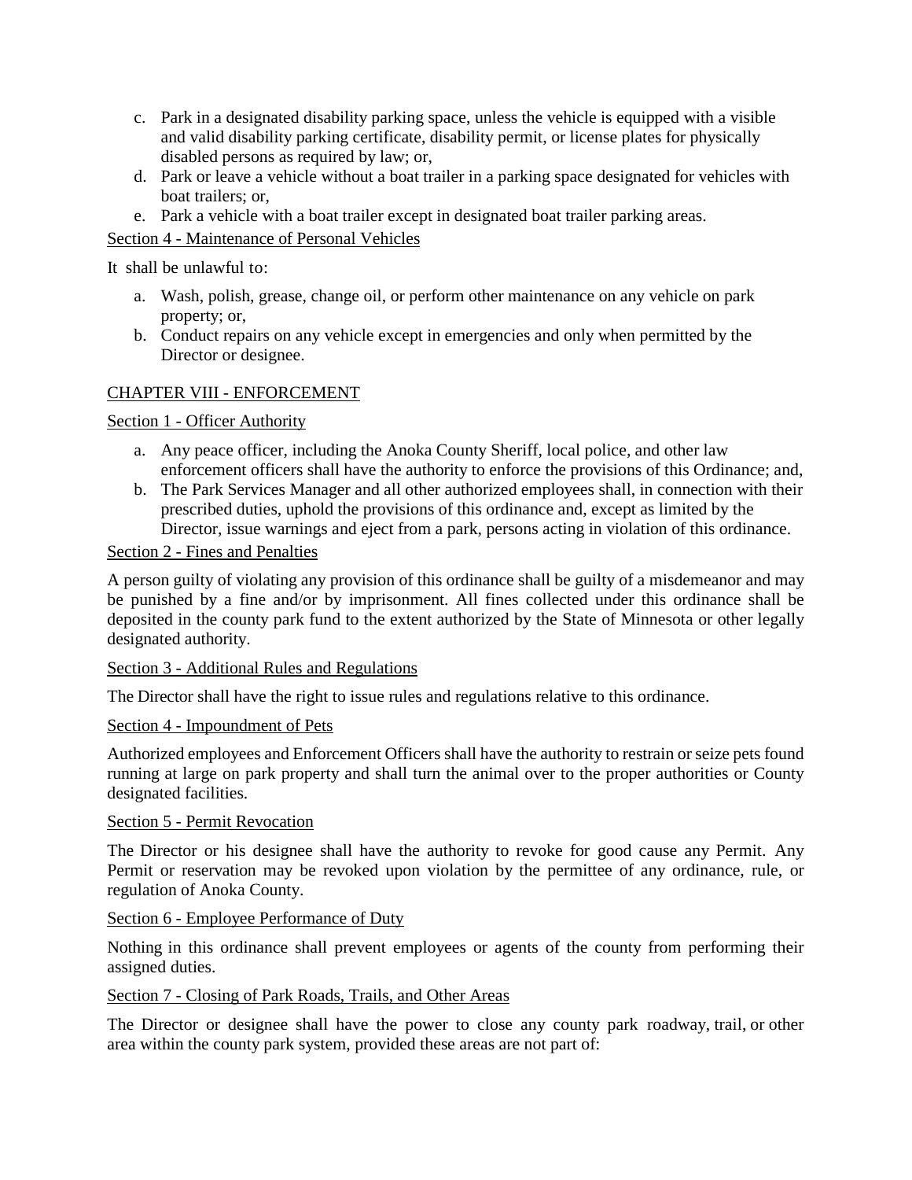c. Park in a designated disability parking space, unless the vehicle is equipped with a visible and valid disability parking certificate, disability permit, or license plates for physically disabled persons as required by law; or,
d. Park or leave a vehicle without a boat trailer in a parking space designated for vehicles with boat trailers; or,
e. Park a vehicle with a boat trailer except in designated boat trailer parking areas.

Section 4 - Maintenance of Personal Vehicles

It shall be unlawful to:

a. Wash, polish, grease, change oil, or perform other maintenance on any vehicle on park property; or,
b. Conduct repairs on any vehicle except in emergencies and only when permitted by the Director or designee.

## CHAPTER VIII - ENFORCEMENT

Section 1 - Officer Authority

a. Any peace officer, including the Anoka County Sheriff, local police, and other law enforcement officers shall have the authority to enforce the provisions of this Ordinance; and,
b. The Park Services Manager and all other authorized employees shall, in connection with their prescribed duties, uphold the provisions of this ordinance and, except as limited by the Director, issue warnings and eject from a park, persons acting in violation of this ordinance.

Section 2 - Fines and Penalties

A person guilty of violating any provision of this ordinance shall be guilty of a misdemeanor and may be punished by a fine and/or by imprisonment. All fines collected under this ordinance shall be deposited in the county park fund to the extent authorized by the State of Minnesota or other legally designated authority.

Section 3 - Additional Rules and Regulations

The Director shall have the right to issue rules and regulations relative to this ordinance.

Section 4 - Impoundment of Pets

Authorized employees and Enforcement Officers shall have the authority to restrain or seize pets found running at large on park property and shall turn the animal over to the proper authorities or County designated facilities.

Section 5 - Permit Revocation

The Director or his designee shall have the authority to revoke for good cause any Permit. Any Permit or reservation may be revoked upon violation by the permittee of any ordinance, rule, or regulation of Anoka County.

Section 6 - Employee Performance of Duty

Nothing in this ordinance shall prevent employees or agents of the county from performing their assigned duties.

Section 7 - Closing of Park Roads, Trails, and Other Areas

The Director or designee shall have the power to close any county park roadway, trail, or other area within the county park system, provided these areas are not part of: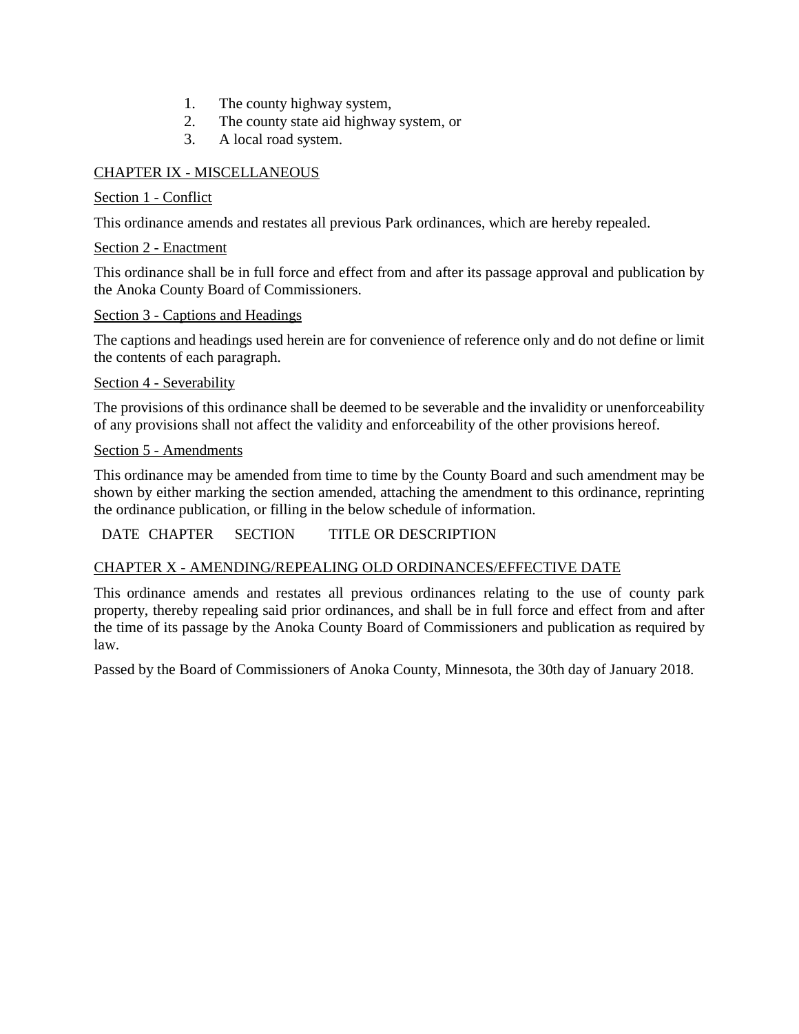1. The county highway system,
2. The county state aid highway system, or
3. A local road system.

## CHAPTER IX - MISCELLANEOUS

### Section 1 - Conflict

This ordinance amends and restates all previous Park ordinances, which are hereby repealed.

### Section 2 - Enactment

This ordinance shall be in full force and effect from and after its passage approval and publication by the Anoka County Board of Commissioners.

### Section 3 - Captions and Headings

The captions and headings used herein are for convenience of reference only and do not define or limit the contents of each paragraph.

### Section 4 - Severability

The provisions of this ordinance shall be deemed to be severable and the invalidity or unenforceability of any provisions shall not affect the validity and enforceability of the other provisions hereof.

### Section 5 - Amendments

This ordinance may be amended from time to time by the County Board and such amendment may be shown by either marking the section amended, attaching the amendment to this ordinance, reprinting the ordinance publication, or filling in the below schedule of information.

| DATE | CHAPTER | SECTION | TITLE OR DESCRIPTION |
| --- | --- | --- | --- |

## CHAPTER X - AMENDING/REPEALING OLD ORDINANCES/EFFECTIVE DATE

This ordinance amends and restates all previous ordinances relating to the use of county park property, thereby repealing said prior ordinances, and shall be in full force and effect from and after the time of its passage by the Anoka County Board of Commissioners and publication as required by law.

Passed by the Board of Commissioners of Anoka County, Minnesota, the 30th day of January 2018.